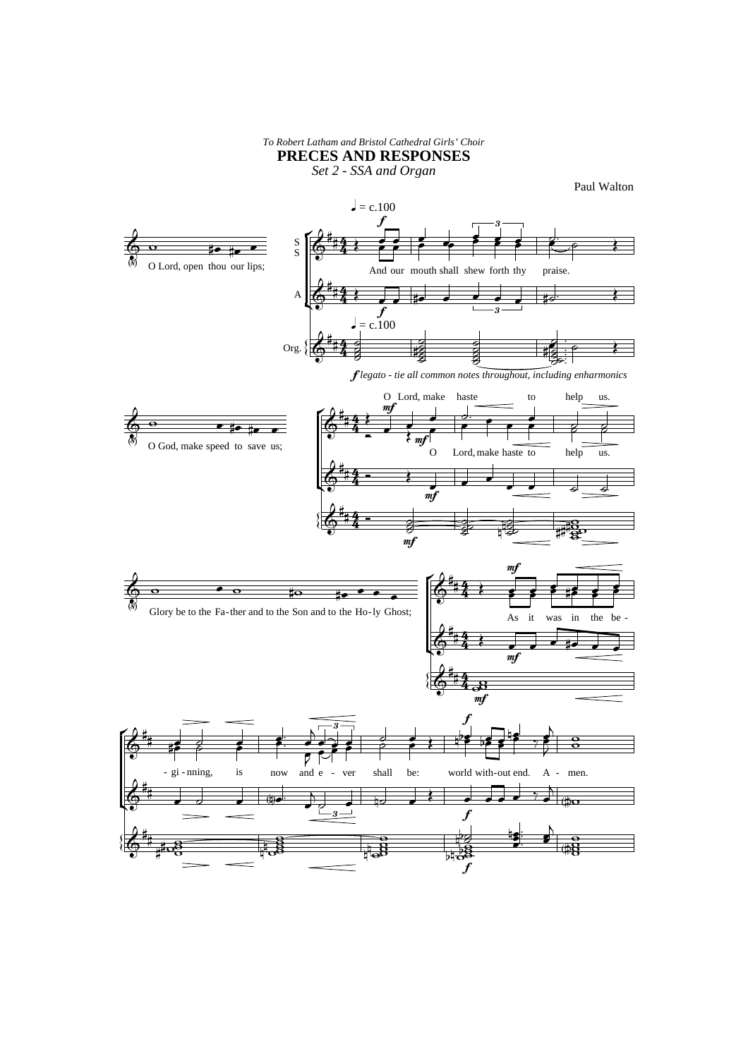*To Robert Latham and Bristol Cathedral Girls' Choir*

# PRECES AND RESPONSES

*Set 2 - SSA and Organ*

Paul Walton

♩ = c.100

O Lord, open thou our lips;

*f* And our mouth shall shew forth thy praise.

*f legato - tie all common notes throughout, including enharmonics*

O God, make speed to save us;

*mf* O Lord, make haste to help us.

Glory be to the Fa-ther and to the Son and to the Ho-ly Ghost;

*mf* As it was in the be - gi - nning, is now and e - ver shall be: *f* world with-out end. A - men.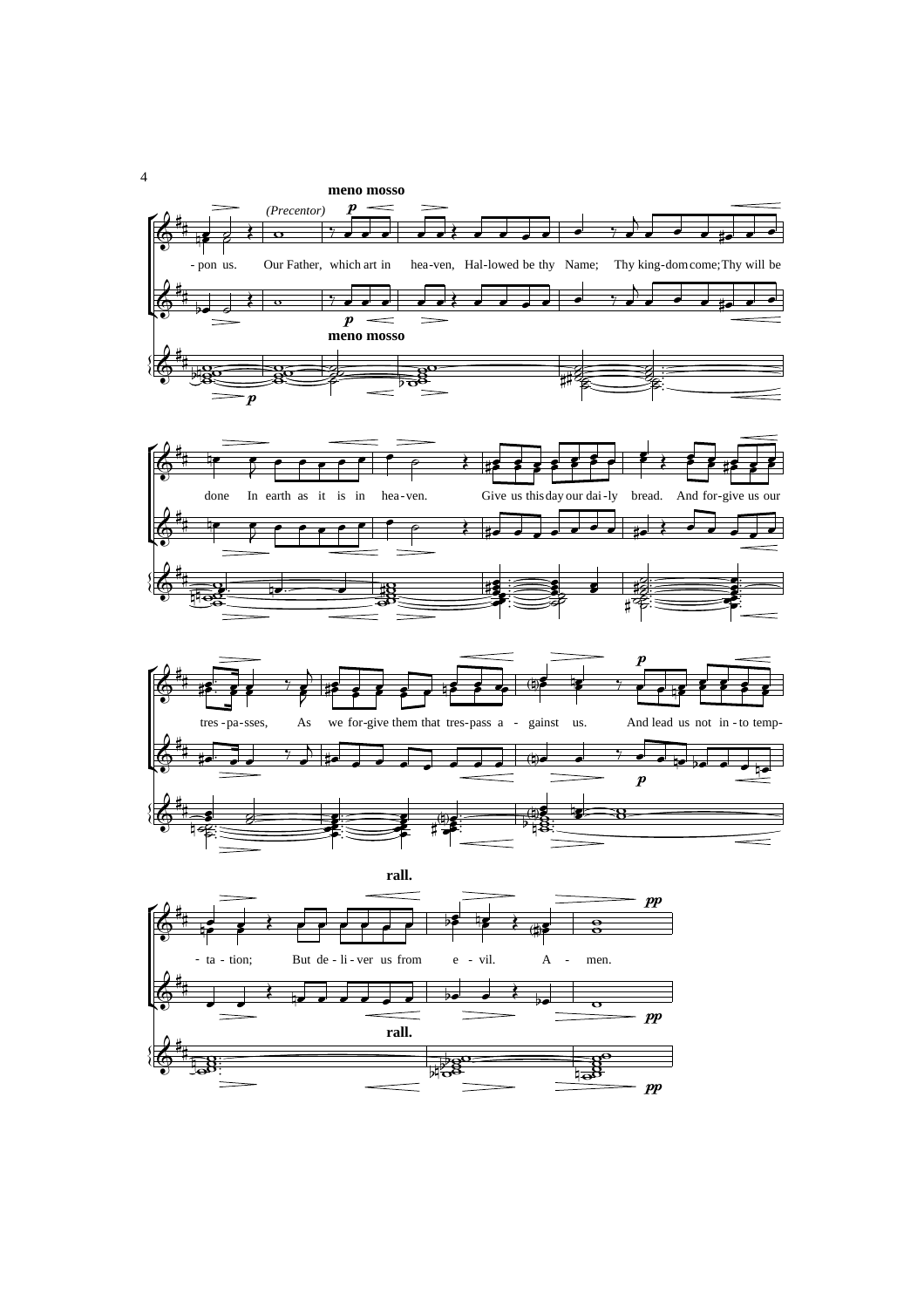**meno mosso**

*(Precentor)*

- pon us. Our Father, which art in hea-ven, Hal-lowed be thy Name; Thy king-dom come; Thy will be

done In earth as it is in hea-ven. Give us this day our dai-ly bread. And for-give us our

tres-pa-sses, As we for-give them that tres-pass a - gainst us. And lead us not in-to temp-

**rall.**

- ta - tion; But de - li - ver us from e - vil. A - men.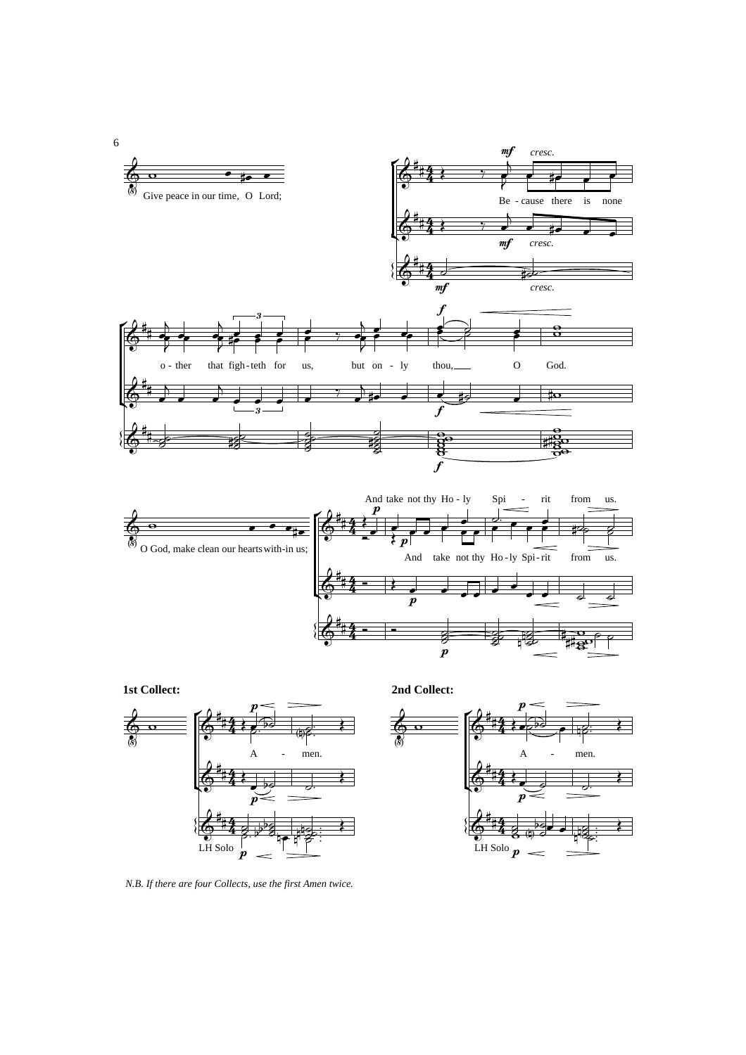Give peace in our time, O Lord;

Be - cause there is none o - ther that figh - teth for us, but on - ly thou, O God.

O God, make clean our hearts with-in us;

And take not thy Ho - ly Spi - rit from us.

**1st Collect:**

A - men.

LH Solo

**2nd Collect:**

A - men.

LH Solo

*N.B. If there are four Collects, use the first Amen twice.*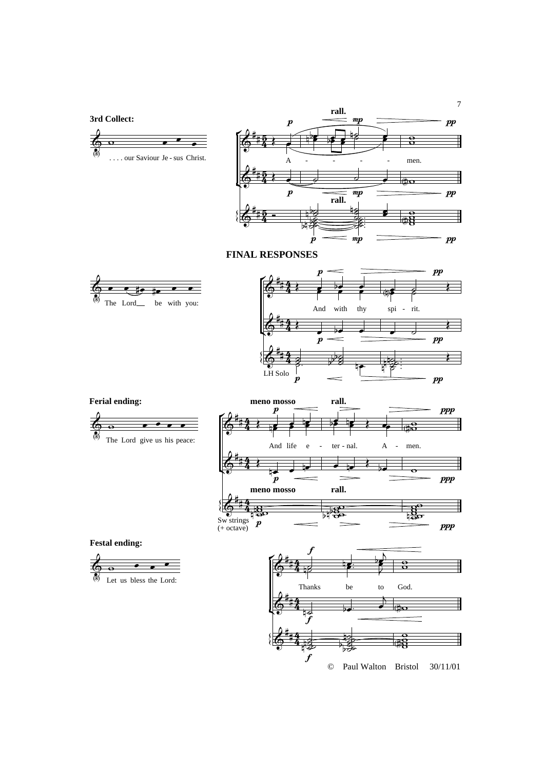**3rd Collect:**

. . . . our Saviour Je - sus Christ.

rall.

*p* *mp* *pp*

A - - - - men.

## FINAL RESPONSES

The Lord be with you:

*p* *pp*

And with thy spi - rit.

LH Solo

**Ferial ending:**

The Lord give us his peace:

meno mosso rall.

*p* *ppp*

And life e - ter - nal. A - men.

Sw strings (+ octave)

**Festal ending:**

Let us bless the Lord:

*f*

Thanks be to God.

© Paul Walton Bristol 30/11/01